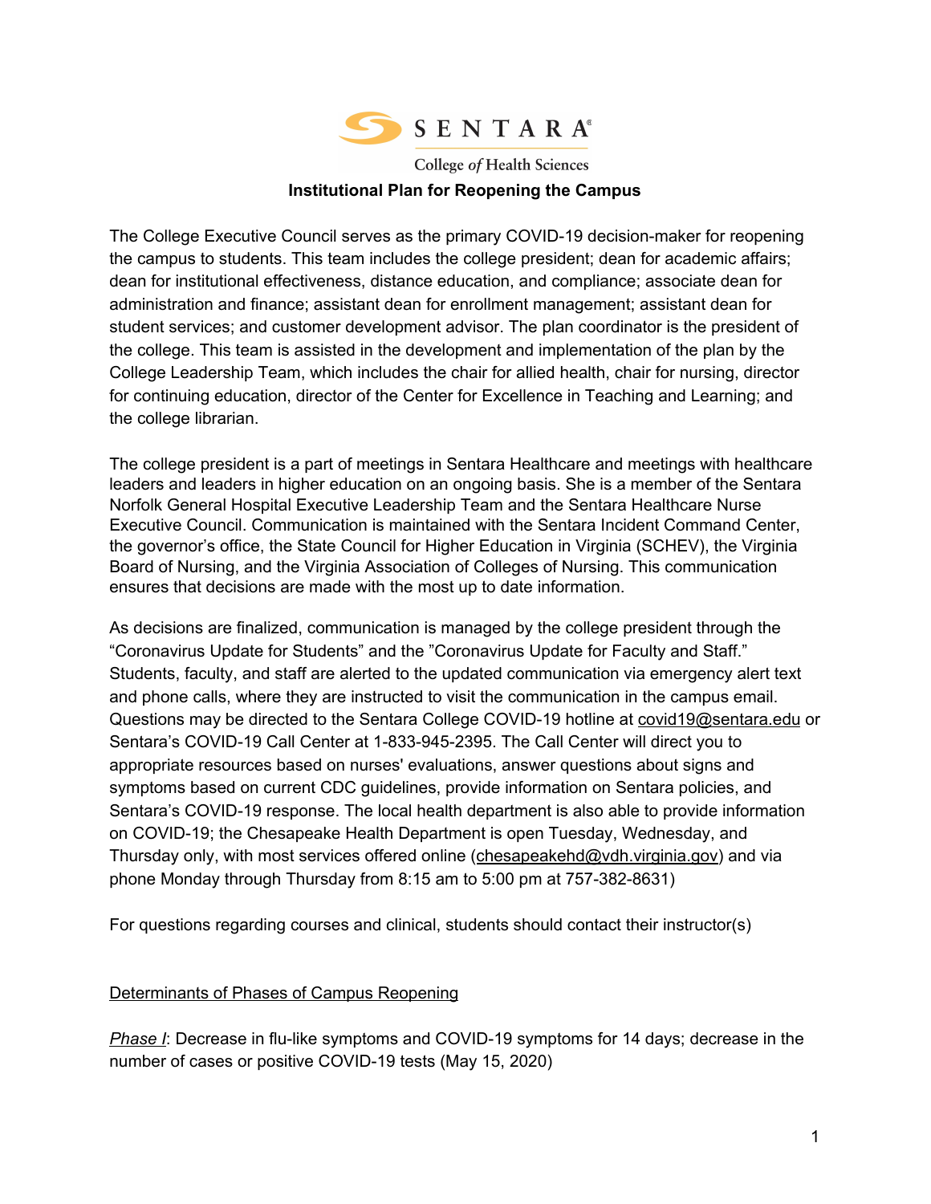SENTARA

College of Health Sciences

# Institutional Plan for Reopening the Campus

The College Executive Council serves as the primary COVID-19 decision-maker for reopening the campus to students. This team includes the college president; dean for academic affairs; dean for institutional effectiveness, distance education, and compliance; associate dean for administration and finance; assistant dean for enrollment management; assistant dean for student services; and customer development advisor. The plan coordinator is the president of the college. This team is assisted in the development and implementation of the plan by the College Leadership Team, which includes the chair for allied health, chair for nursing, director for continuing education, director of the Center for Excellence in Teaching and Learning; and the college librarian.

The college president is a part of meetings in Sentara Healthcare and meetings with healthcare leaders and leaders in higher education on an ongoing basis. She is a member of the Sentara Norfolk General Hospital Executive Leadership Team and the Sentara Healthcare Nurse Executive Council. Communication is maintained with the Sentara Incident Command Center, the governor's office, the State Council for Higher Education in Virginia (SCHEV), the Virginia Board of Nursing, and the Virginia Association of Colleges of Nursing. This communication ensures that decisions are made with the most up to date information.

As decisions are finalized, communication is managed by the college president through the "Coronavirus Update for Students" and the "Coronavirus Update for Faculty and Staff." Students, faculty, and staff are alerted to the updated communication via emergency alert text and phone calls, where they are instructed to visit the communication in the campus email. Questions may be directed to the Sentara College COVID-19 hotline at covid19@sentara.edu or Sentara's COVID-19 Call Center at 1-833-945-2395. The Call Center will direct you to appropriate resources based on nurses' evaluations, answer questions about signs and symptoms based on current CDC guidelines, provide information on Sentara policies, and Sentara's COVID-19 response. The local health department is also able to provide information on COVID-19; the Chesapeake Health Department is open Tuesday, Wednesday, and Thursday only, with most services offered online (chesapeakehd@vdh.virginia.gov) and via phone Monday through Thursday from 8:15 am to 5:00 pm at 757-382-8631)

For questions regarding courses and clinical, students should contact their instructor(s)

## Determinants of Phases of Campus Reopening

*Phase I*: Decrease in flu-like symptoms and COVID-19 symptoms for 14 days; decrease in the number of cases or positive COVID-19 tests (May 15, 2020)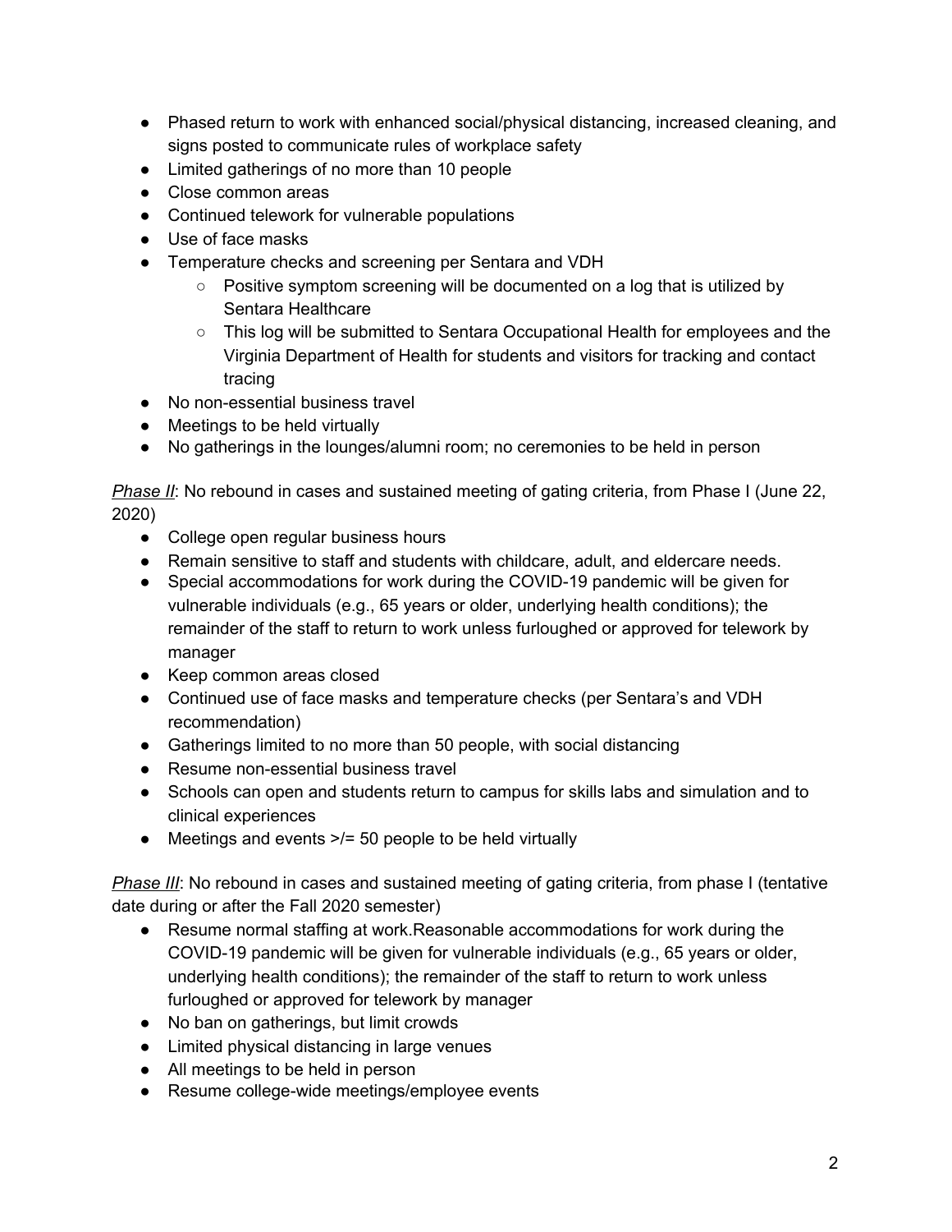- Phased return to work with enhanced social/physical distancing, increased cleaning, and signs posted to communicate rules of workplace safety
- Limited gatherings of no more than 10 people
- Close common areas
- Continued telework for vulnerable populations
- Use of face masks
- Temperature checks and screening per Sentara and VDH
    - Positive symptom screening will be documented on a log that is utilized by Sentara Healthcare
    - This log will be submitted to Sentara Occupational Health for employees and the Virginia Department of Health for students and visitors for tracking and contact tracing
- No non-essential business travel
- Meetings to be held virtually
- No gatherings in the lounges/alumni room; no ceremonies to be held in person

*Phase II*: No rebound in cases and sustained meeting of gating criteria, from Phase I (June 22, 2020)

- College open regular business hours
- Remain sensitive to staff and students with childcare, adult, and eldercare needs.
- Special accommodations for work during the COVID-19 pandemic will be given for vulnerable individuals (e.g., 65 years or older, underlying health conditions); the remainder of the staff to return to work unless furloughed or approved for telework by manager
- Keep common areas closed
- Continued use of face masks and temperature checks (per Sentara's and VDH recommendation)
- Gatherings limited to no more than 50 people, with social distancing
- Resume non-essential business travel
- Schools can open and students return to campus for skills labs and simulation and to clinical experiences
- Meetings and events >/= 50 people to be held virtually

*Phase III*: No rebound in cases and sustained meeting of gating criteria, from phase I (tentative date during or after the Fall 2020 semester)

- Resume normal staffing at work.Reasonable accommodations for work during the COVID-19 pandemic will be given for vulnerable individuals (e.g., 65 years or older, underlying health conditions); the remainder of the staff to return to work unless furloughed or approved for telework by manager
- No ban on gatherings, but limit crowds
- Limited physical distancing in large venues
- All meetings to be held in person
- Resume college-wide meetings/employee events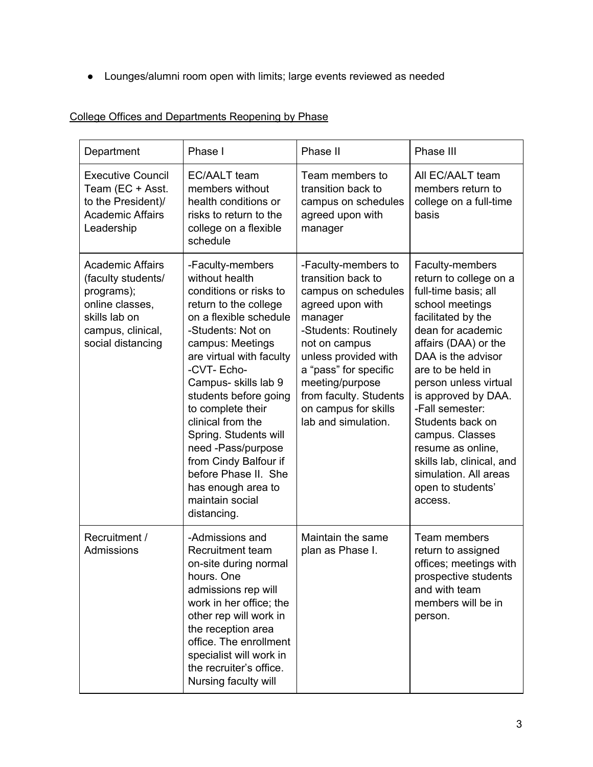- Lounges/alumni room open with limits; large events reviewed as needed

<u>College Offices and Departments Reopening by Phase</u>

| Department | Phase I | Phase II | Phase III |
|---|---|---|---|
| Executive Council Team (EC + Asst. to the President)/ Academic Affairs Leadership | EC/AALT team members without health conditions or risks to return to the college on a flexible schedule | Team members to transition back to campus on schedules agreed upon with manager | All EC/AALT team members return to college on a full-time basis |
| Academic Affairs (faculty students/ programs); online classes, skills lab on campus, clinical, social distancing | -Faculty-members without health conditions or risks to return to the college on a flexible schedule<br>-Students: Not on campus: Meetings are virtual with faculty<br>-CVT- Echo-Campus- skills lab 9 students before going to complete their clinical from the Spring. Students will need -Pass/purpose from Cindy Balfour if before Phase II. She has enough area to maintain social distancing. | -Faculty-members to transition back to campus on schedules agreed upon with manager<br>-Students: Routinely not on campus unless provided with a "pass" for specific meeting/purpose from faculty. Students on campus for skills lab and simulation. | Faculty-members return to college on a full-time basis; all school meetings facilitated by the dean for academic affairs (DAA) or the DAA is the advisor are to be held in person unless virtual is approved by DAA.<br>-Fall semester: Students back on campus. Classes resume as online, skills lab, clinical, and simulation. All areas open to students' access. |
| Recruitment / Admissions | -Admissions and Recruitment team on-site during normal hours. One admissions rep will work in her office; the other rep will work in the reception area office. The enrollment specialist will work in the recruiter's office. Nursing faculty will | Maintain the same plan as Phase I. | Team members return to assigned offices; meetings with prospective students and with team members will be in person. |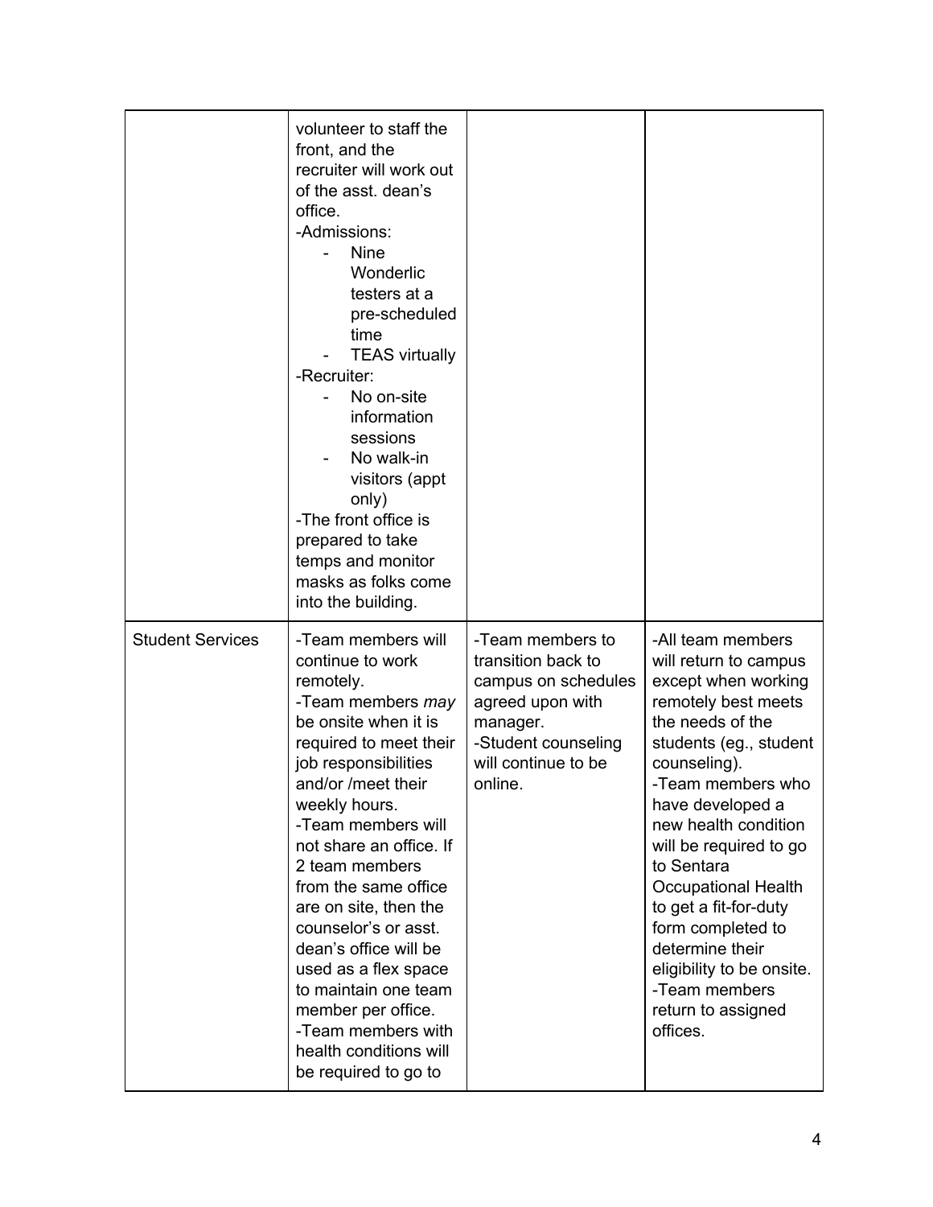| | | | |
|---|---|---|---|
| | volunteer to staff the front, and the recruiter will work out of the asst. dean's office.<br>-Admissions:<br>- Nine Wonderlic testers at a pre-scheduled time<br>- TEAS virtually<br>-Recruiter:<br>- No on-site information sessions<br>- No walk-in visitors (appt only)<br>-The front office is prepared to take temps and monitor masks as folks come into the building. | | |
| Student Services | -Team members will continue to work remotely.<br>-Team members *may* be onsite when it is required to meet their job responsibilities and/or /meet their weekly hours.<br>-Team members will not share an office. If 2 team members from the same office are on site, then the counselor's or asst. dean's office will be used as a flex space to maintain one team member per office.<br>-Team members with health conditions will be required to go to | -Team members to transition back to campus on schedules agreed upon with manager.<br>-Student counseling will continue to be online. | -All team members will return to campus except when working remotely best meets the needs of the students (eg., student counseling).<br>-Team members who have developed a new health condition will be required to go to Sentara Occupational Health to get a fit-for-duty form completed to determine their eligibility to be onsite.<br>-Team members return to assigned offices. |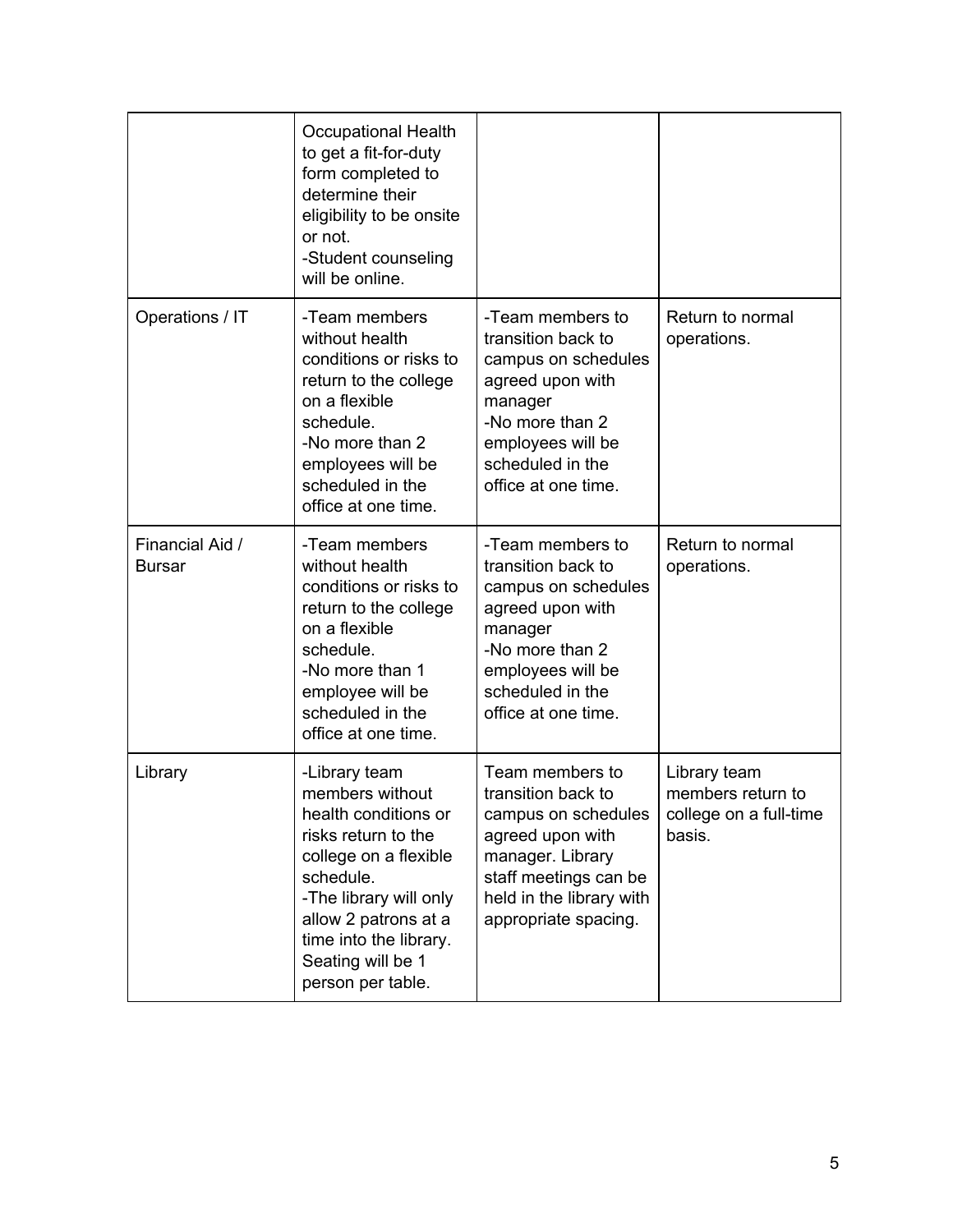| | | | |
|---|---|---|---|
| | Occupational Health to get a fit-for-duty form completed to determine their eligibility to be onsite or not.<br>-Student counseling will be online. | | |
| Operations / IT | -Team members without health conditions or risks to return to the college on a flexible schedule.<br>-No more than 2 employees will be scheduled in the office at one time. | -Team members to transition back to campus on schedules agreed upon with manager<br>-No more than 2 employees will be scheduled in the office at one time. | Return to normal operations. |
| Financial Aid / Bursar | -Team members without health conditions or risks to return to the college on a flexible schedule.<br>-No more than 1 employee will be scheduled in the office at one time. | -Team members to transition back to campus on schedules agreed upon with manager<br>-No more than 2 employees will be scheduled in the office at one time. | Return to normal operations. |
| Library | -Library team members without health conditions or risks return to the college on a flexible schedule.<br>-The library will only allow 2 patrons at a time into the library. Seating will be 1 person per table. | Team members to transition back to campus on schedules agreed upon with manager. Library staff meetings can be held in the library with appropriate spacing. | Library team members return to college on a full-time basis. |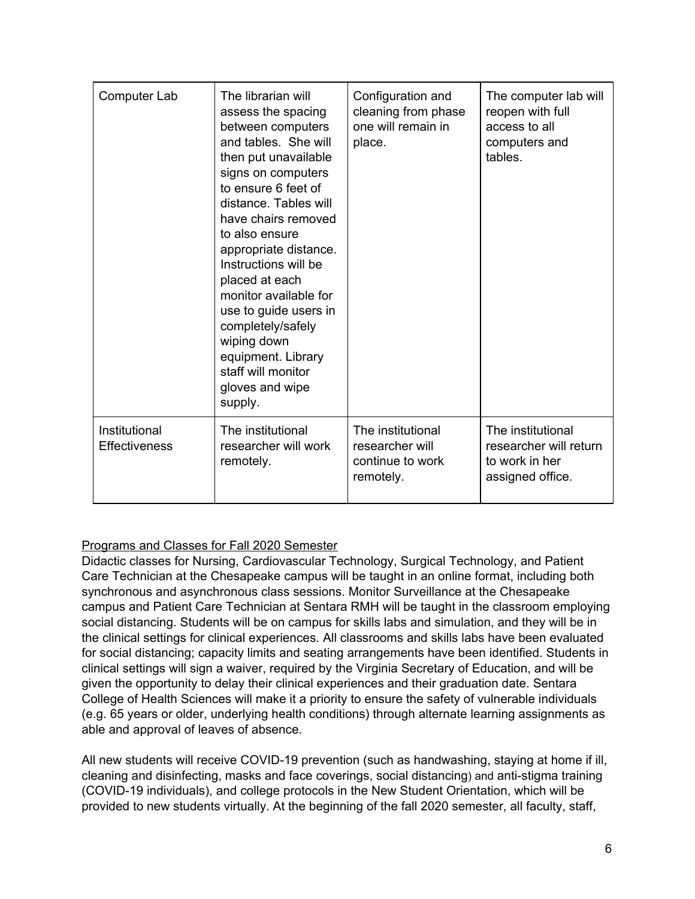| | | | |
|---|---|---|---|
| Computer Lab | The librarian will assess the spacing between computers and tables. She will then put unavailable signs on computers to ensure 6 feet of distance. Tables will have chairs removed to also ensure appropriate distance. Instructions will be placed at each monitor available for use to guide users in completely/safely wiping down equipment. Library staff will monitor gloves and wipe supply. | Configuration and cleaning from phase one will remain in place. | The computer lab will reopen with full access to all computers and tables. |
| Institutional Effectiveness | The institutional researcher will work remotely. | The institutional researcher will continue to work remotely. | The institutional researcher will return to work in her assigned office. |

<u>Programs and Classes for Fall 2020 Semester</u>

Didactic classes for Nursing, Cardiovascular Technology, Surgical Technology, and Patient Care Technician at the Chesapeake campus will be taught in an online format, including both synchronous and asynchronous class sessions. Monitor Surveillance at the Chesapeake campus and Patient Care Technician at Sentara RMH will be taught in the classroom employing social distancing. Students will be on campus for skills labs and simulation, and they will be in the clinical settings for clinical experiences. All classrooms and skills labs have been evaluated for social distancing; capacity limits and seating arrangements have been identified. Students in clinical settings will sign a waiver, required by the Virginia Secretary of Education, and will be given the opportunity to delay their clinical experiences and their graduation date. Sentara College of Health Sciences will make it a priority to ensure the safety of vulnerable individuals (e.g. 65 years or older, underlying health conditions) through alternate learning assignments as able and approval of leaves of absence.

All new students will receive COVID-19 prevention (such as handwashing, staying at home if ill, cleaning and disinfecting, masks and face coverings, social distancing) and anti-stigma training (COVID-19 individuals), and college protocols in the New Student Orientation, which will be provided to new students virtually. At the beginning of the fall 2020 semester, all faculty, staff,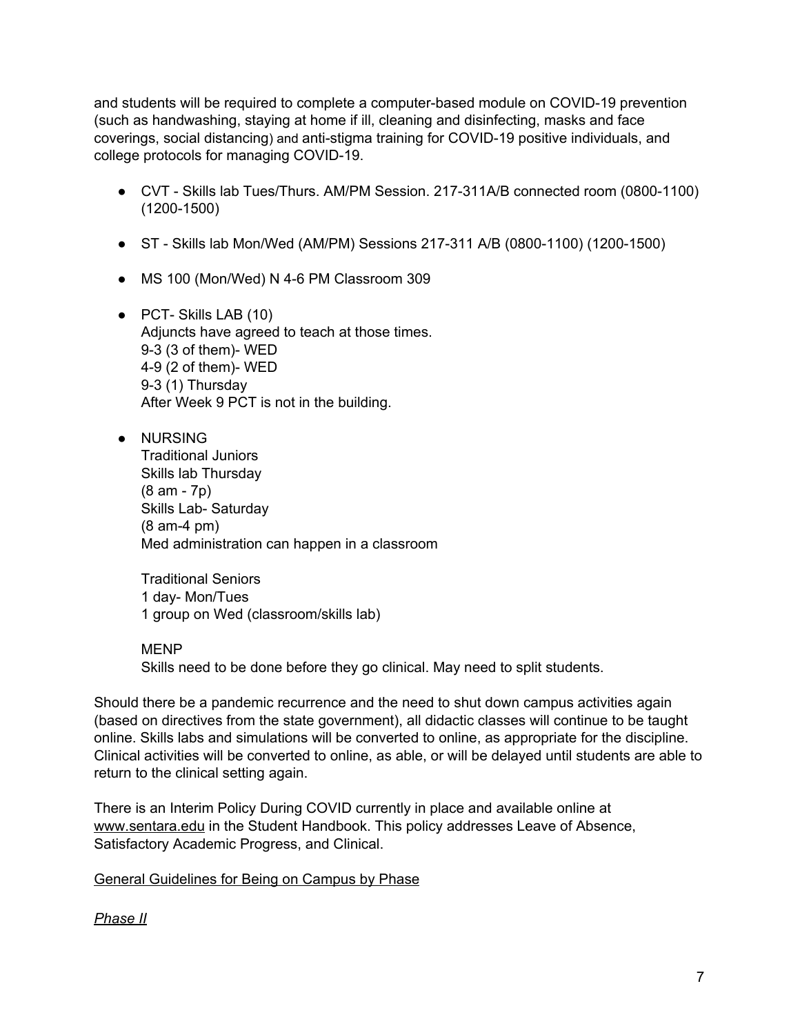and students will be required to complete a computer-based module on COVID-19 prevention (such as handwashing, staying at home if ill, cleaning and disinfecting, masks and face coverings, social distancing) and anti-stigma training for COVID-19 positive individuals, and college protocols for managing COVID-19.

- CVT - Skills lab Tues/Thurs. AM/PM Session. 217-311A/B connected room (0800-1100) (1200-1500)

- ST - Skills lab Mon/Wed (AM/PM) Sessions 217-311 A/B (0800-1100) (1200-1500)

- MS 100 (Mon/Wed) N 4-6 PM Classroom 309

- PCT- Skills LAB (10)
  Adjuncts have agreed to teach at those times.
  9-3 (3 of them)- WED
  4-9 (2 of them)- WED
  9-3 (1) Thursday
  After Week 9 PCT is not in the building.

- NURSING
  Traditional Juniors
  Skills lab Thursday
  (8 am - 7p)
  Skills Lab- Saturday
  (8 am-4 pm)
  Med administration can happen in a classroom

  Traditional Seniors
  1 day- Mon/Tues
  1 group on Wed (classroom/skills lab)

  MENP
  Skills need to be done before they go clinical. May need to split students.

Should there be a pandemic recurrence and the need to shut down campus activities again (based on directives from the state government), all didactic classes will continue to be taught online. Skills labs and simulations will be converted to online, as appropriate for the discipline. Clinical activities will be converted to online, as able, or will be delayed until students are able to return to the clinical setting again.

There is an Interim Policy During COVID currently in place and available online at www.sentara.edu in the Student Handbook. This policy addresses Leave of Absence, Satisfactory Academic Progress, and Clinical.

General Guidelines for Being on Campus by Phase

*Phase II*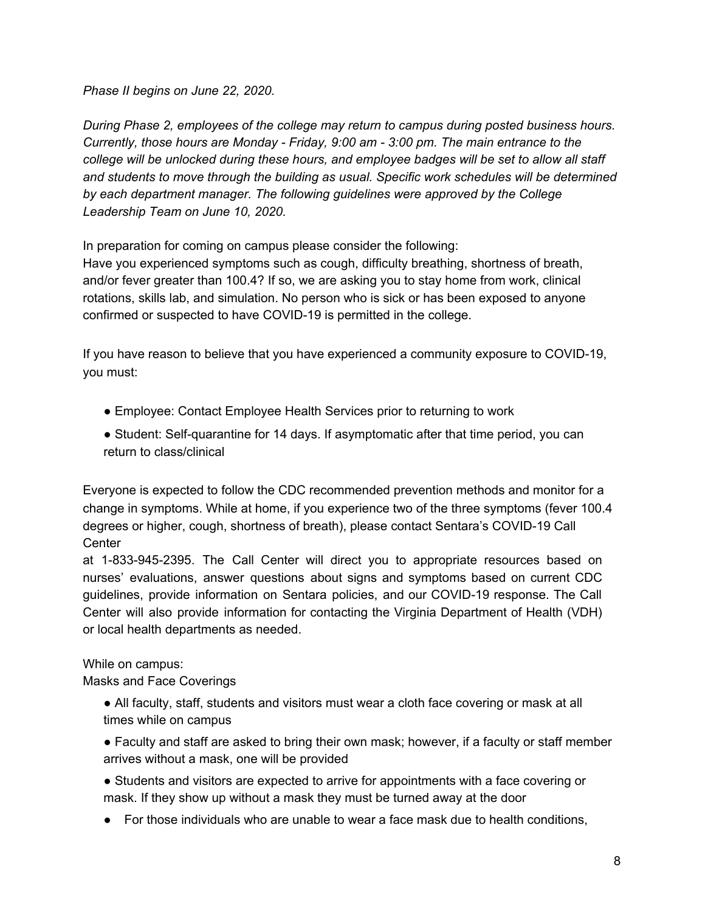*Phase II begins on June 22, 2020.*

*During Phase 2, employees of the college may return to campus during posted business hours. Currently, those hours are Monday - Friday, 9:00 am - 3:00 pm. The main entrance to the college will be unlocked during these hours, and employee badges will be set to allow all staff and students to move through the building as usual. Specific work schedules will be determined by each department manager. The following guidelines were approved by the College Leadership Team on June 10, 2020.*

In preparation for coming on campus please consider the following:
Have you experienced symptoms such as cough, difficulty breathing, shortness of breath, and/or fever greater than 100.4? If so, we are asking you to stay home from work, clinical rotations, skills lab, and simulation. No person who is sick or has been exposed to anyone confirmed or suspected to have COVID-19 is permitted in the college.

If you have reason to believe that you have experienced a community exposure to COVID-19, you must:

- Employee: Contact Employee Health Services prior to returning to work
- Student: Self-quarantine for 14 days. If asymptomatic after that time period, you can return to class/clinical

Everyone is expected to follow the CDC recommended prevention methods and monitor for a change in symptoms. While at home, if you experience two of the three symptoms (fever 100.4 degrees or higher, cough, shortness of breath), please contact Sentara's COVID-19 Call Center at 1-833-945-2395. The Call Center will direct you to appropriate resources based on nurses' evaluations, answer questions about signs and symptoms based on current CDC guidelines, provide information on Sentara policies, and our COVID-19 response. The Call Center will also provide information for contacting the Virginia Department of Health (VDH) or local health departments as needed.

While on campus:
Masks and Face Coverings

- All faculty, staff, students and visitors must wear a cloth face covering or mask at all times while on campus
- Faculty and staff are asked to bring their own mask; however, if a faculty or staff member arrives without a mask, one will be provided
- Students and visitors are expected to arrive for appointments with a face covering or mask. If they show up without a mask they must be turned away at the door
- For those individuals who are unable to wear a face mask due to health conditions,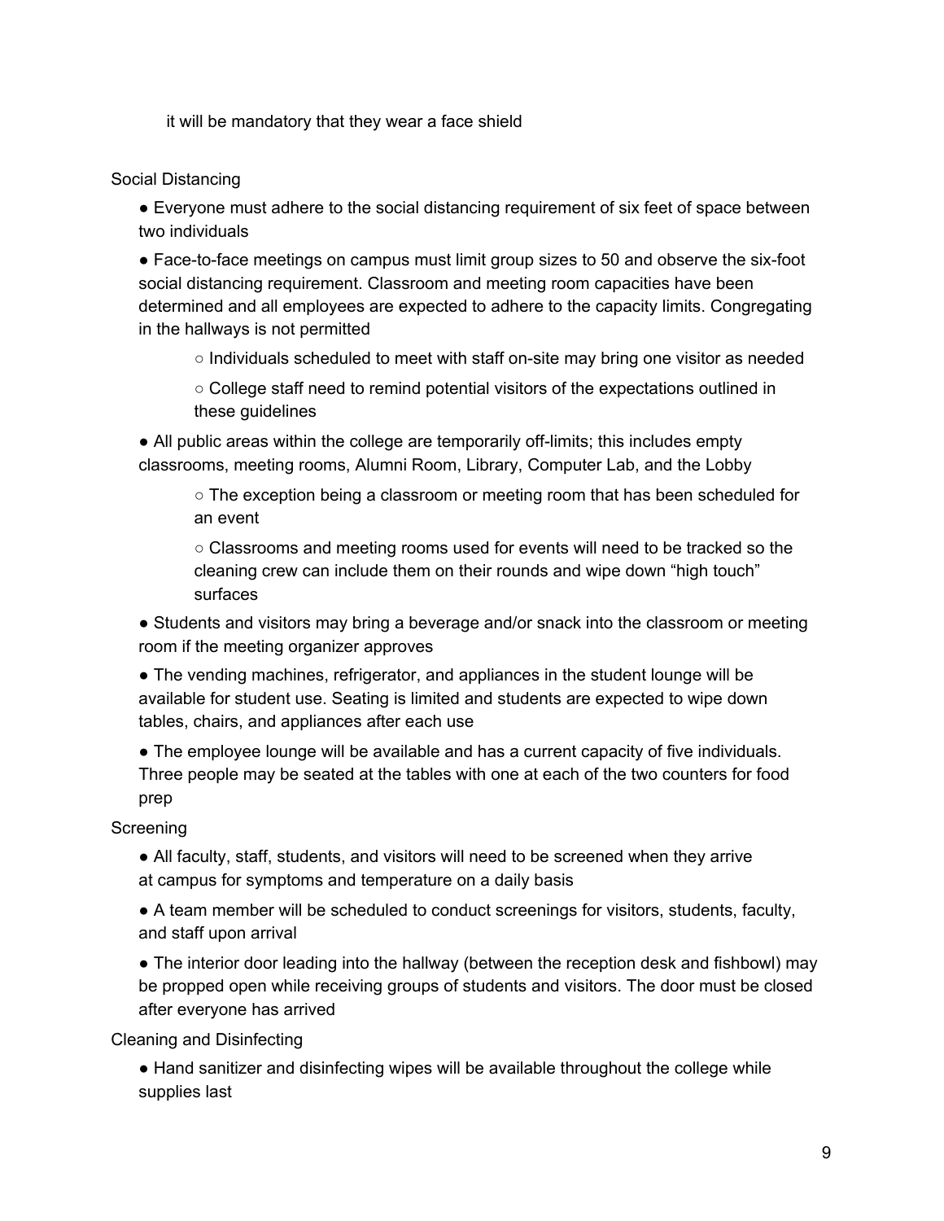it will be mandatory that they wear a face shield

Social Distancing

- Everyone must adhere to the social distancing requirement of six feet of space between two individuals
- Face-to-face meetings on campus must limit group sizes to 50 and observe the six-foot social distancing requirement. Classroom and meeting room capacities have been determined and all employees are expected to adhere to the capacity limits. Congregating in the hallways is not permitted
    - Individuals scheduled to meet with staff on-site may bring one visitor as needed
    - College staff need to remind potential visitors of the expectations outlined in these guidelines
- All public areas within the college are temporarily off-limits; this includes empty classrooms, meeting rooms, Alumni Room, Library, Computer Lab, and the Lobby
    - The exception being a classroom or meeting room that has been scheduled for an event
    - Classrooms and meeting rooms used for events will need to be tracked so the cleaning crew can include them on their rounds and wipe down "high touch" surfaces
- Students and visitors may bring a beverage and/or snack into the classroom or meeting room if the meeting organizer approves
- The vending machines, refrigerator, and appliances in the student lounge will be available for student use. Seating is limited and students are expected to wipe down tables, chairs, and appliances after each use
- The employee lounge will be available and has a current capacity of five individuals. Three people may be seated at the tables with one at each of the two counters for food prep

Screening

- All faculty, staff, students, and visitors will need to be screened when they arrive at campus for symptoms and temperature on a daily basis
- A team member will be scheduled to conduct screenings for visitors, students, faculty, and staff upon arrival
- The interior door leading into the hallway (between the reception desk and fishbowl) may be propped open while receiving groups of students and visitors. The door must be closed after everyone has arrived

Cleaning and Disinfecting

- Hand sanitizer and disinfecting wipes will be available throughout the college while supplies last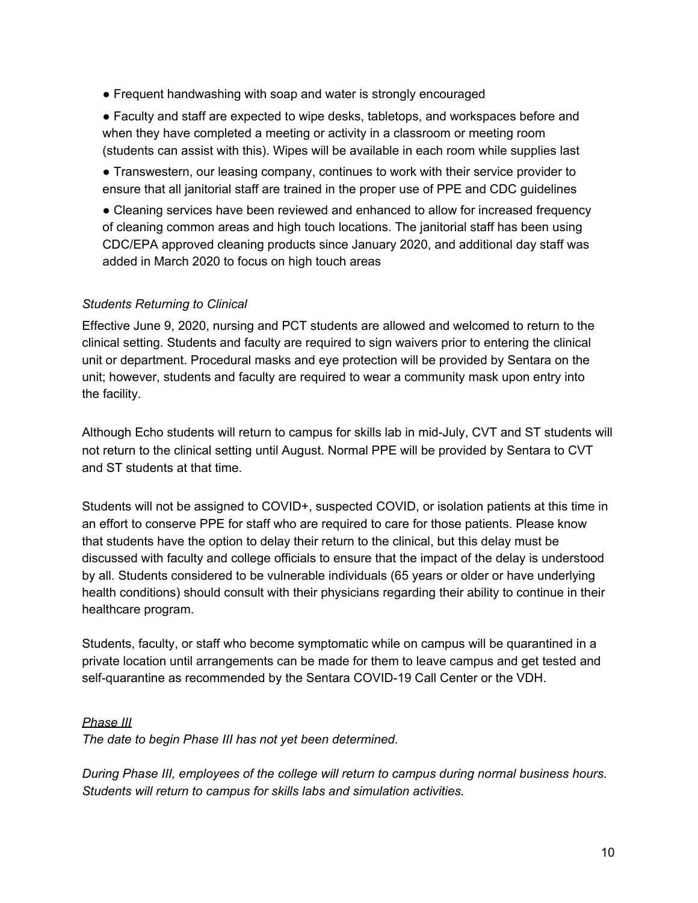- Frequent handwashing with soap and water is strongly encouraged
- Faculty and staff are expected to wipe desks, tabletops, and workspaces before and when they have completed a meeting or activity in a classroom or meeting room (students can assist with this). Wipes will be available in each room while supplies last
- Transwestern, our leasing company, continues to work with their service provider to ensure that all janitorial staff are trained in the proper use of PPE and CDC guidelines
- Cleaning services have been reviewed and enhanced to allow for increased frequency of cleaning common areas and high touch locations. The janitorial staff has been using CDC/EPA approved cleaning products since January 2020, and additional day staff was added in March 2020 to focus on high touch areas

*Students Returning to Clinical*

Effective June 9, 2020, nursing and PCT students are allowed and welcomed to return to the clinical setting. Students and faculty are required to sign waivers prior to entering the clinical unit or department. Procedural masks and eye protection will be provided by Sentara on the unit; however, students and faculty are required to wear a community mask upon entry into the facility.

Although Echo students will return to campus for skills lab in mid-July, CVT and ST students will not return to the clinical setting until August. Normal PPE will be provided by Sentara to CVT and ST students at that time.

Students will not be assigned to COVID+, suspected COVID, or isolation patients at this time in an effort to conserve PPE for staff who are required to care for those patients. Please know that students have the option to delay their return to the clinical, but this delay must be discussed with faculty and college officials to ensure that the impact of the delay is understood by all. Students considered to be vulnerable individuals (65 years or older or have underlying health conditions) should consult with their physicians regarding their ability to continue in their healthcare program.

Students, faculty, or staff who become symptomatic while on campus will be quarantined in a private location until arrangements can be made for them to leave campus and get tested and self-quarantine as recommended by the Sentara COVID-19 Call Center or the VDH.

*<u>Phase III</u>*

*The date to begin Phase III has not yet been determined.*

*During Phase III, employees of the college will return to campus during normal business hours. Students will return to campus for skills labs and simulation activities.*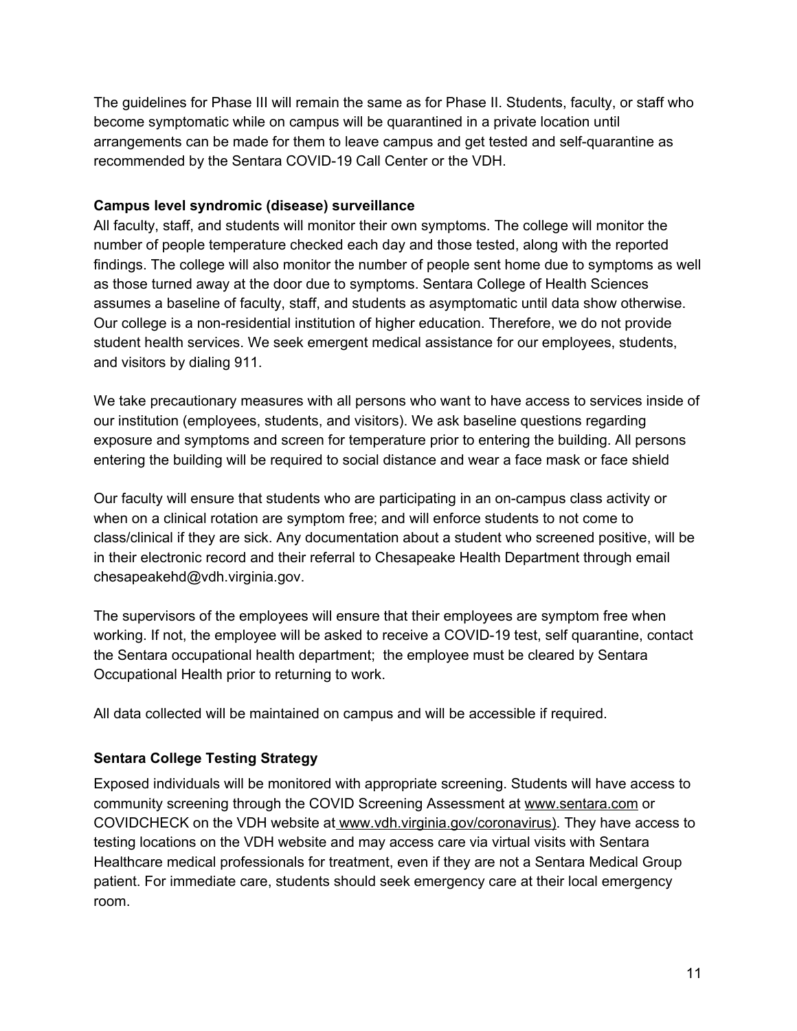The guidelines for Phase III will remain the same as for Phase II. Students, faculty, or staff who become symptomatic while on campus will be quarantined in a private location until arrangements can be made for them to leave campus and get tested and self-quarantine as recommended by the Sentara COVID-19 Call Center or the VDH.

**Campus level syndromic (disease) surveillance**

All faculty, staff, and students will monitor their own symptoms. The college will monitor the number of people temperature checked each day and those tested, along with the reported findings. The college will also monitor the number of people sent home due to symptoms as well as those turned away at the door due to symptoms. Sentara College of Health Sciences assumes a baseline of faculty, staff, and students as asymptomatic until data show otherwise. Our college is a non-residential institution of higher education. Therefore, we do not provide student health services. We seek emergent medical assistance for our employees, students, and visitors by dialing 911.

We take precautionary measures with all persons who want to have access to services inside of our institution (employees, students, and visitors). We ask baseline questions regarding exposure and symptoms and screen for temperature prior to entering the building. All persons entering the building will be required to social distance and wear a face mask or face shield

Our faculty will ensure that students who are participating in an on-campus class activity or when on a clinical rotation are symptom free; and will enforce students to not come to class/clinical if they are sick. Any documentation about a student who screened positive, will be in their electronic record and their referral to Chesapeake Health Department through email chesapeakehd@vdh.virginia.gov.

The supervisors of the employees will ensure that their employees are symptom free when working. If not, the employee will be asked to receive a COVID-19 test, self quarantine, contact the Sentara occupational health department;  the employee must be cleared by Sentara Occupational Health prior to returning to work.

All data collected will be maintained on campus and will be accessible if required.

**Sentara College Testing Strategy**

Exposed individuals will be monitored with appropriate screening. Students will have access to community screening through the COVID Screening Assessment at www.sentara.com or COVIDCHECK on the VDH website at www.vdh.virginia.gov/coronavirus). They have access to testing locations on the VDH website and may access care via virtual visits with Sentara Healthcare medical professionals for treatment, even if they are not a Sentara Medical Group patient. For immediate care, students should seek emergency care at their local emergency room.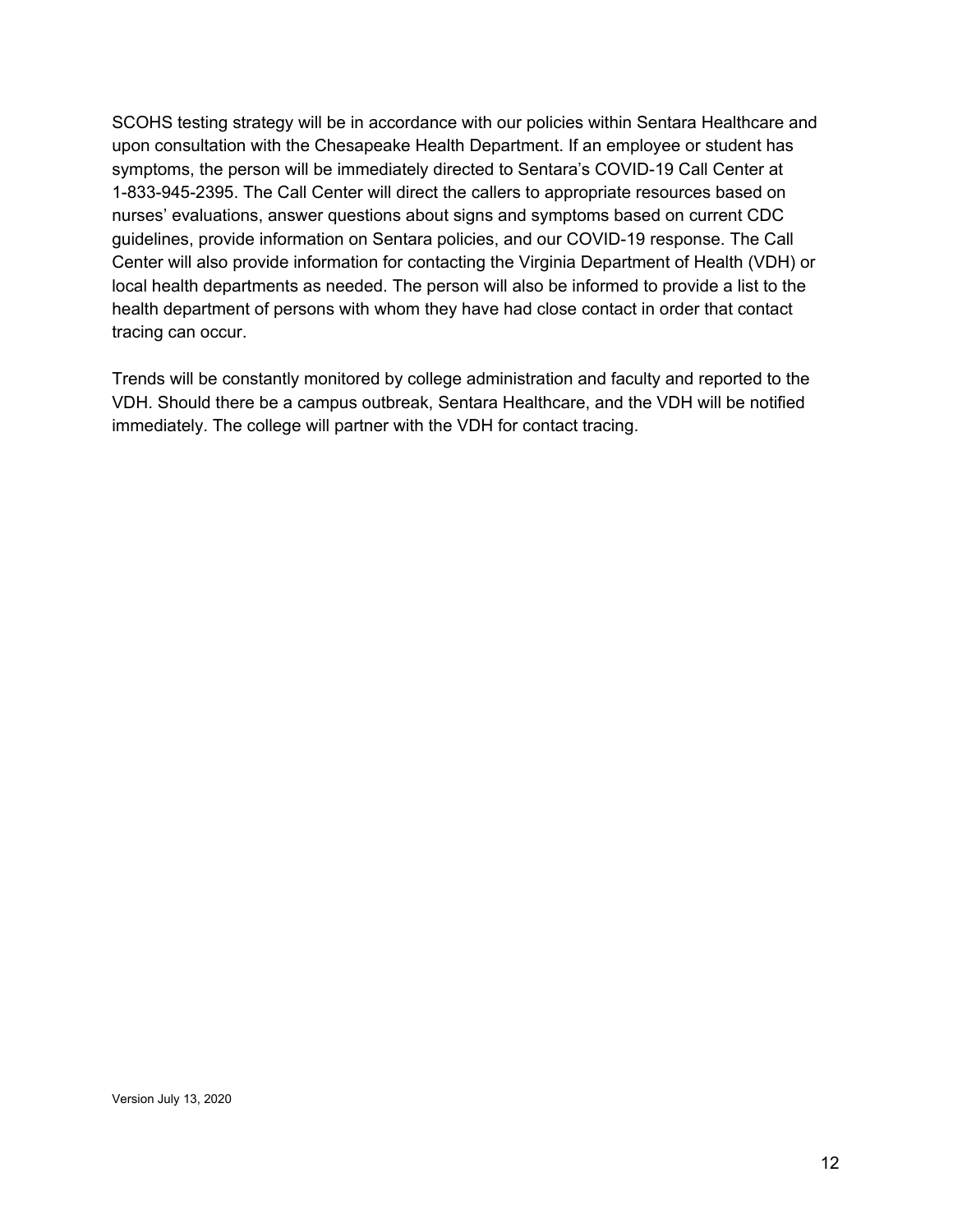SCOHS testing strategy will be in accordance with our policies within Sentara Healthcare and upon consultation with the Chesapeake Health Department. If an employee or student has symptoms, the person will be immediately directed to Sentara's COVID-19 Call Center at 1-833-945-2395. The Call Center will direct the callers to appropriate resources based on nurses' evaluations, answer questions about signs and symptoms based on current CDC guidelines, provide information on Sentara policies, and our COVID-19 response. The Call Center will also provide information for contacting the Virginia Department of Health (VDH) or local health departments as needed. The person will also be informed to provide a list to the health department of persons with whom they have had close contact in order that contact tracing can occur.

Trends will be constantly monitored by college administration and faculty and reported to the VDH. Should there be a campus outbreak, Sentara Healthcare, and the VDH will be notified immediately. The college will partner with the VDH for contact tracing.

Version July 13, 2020